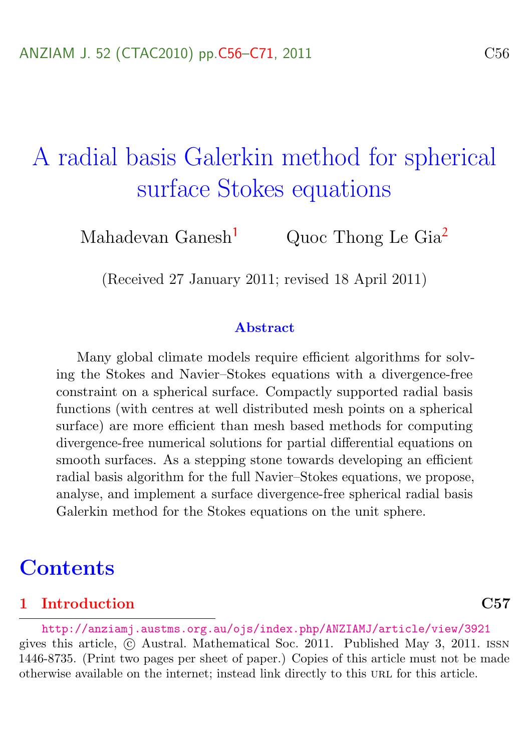# A radial basis Galerkin method for spherical surface Stokes equations

Mahadevan Ganesh[1] Quoc Thong Le Gia[2]

(Received 27 January 2011; revised 18 April 2011)

### Abstract

Many global climate models require efficient algorithms for solving the Stokes and Navier–Stokes equations with a divergence-free constraint on a spherical surface. Compactly supported radial basis functions (with centres at well distributed mesh points on a spherical surface) are more efficient than mesh based methods for computing divergence-free numerical solutions for partial differential equations on smooth surfaces. As a stepping stone towards developing an efficient radial basis algorithm for the full Navier–Stokes equations, we propose, analyse, and implement a surface divergence-free spherical radial basis Galerkin method for the Stokes equations on the unit sphere.

## Contents

**1 Introduction** **C57**

http://anziamj.austms.org.au/ojs/index.php/ANZIAMJ/article/view/3921 gives this article, © Austral. Mathematical Soc. 2011. Published May 3, 2011. ISSN 1446-8735. (Print two pages per sheet of paper.) Copies of this article must not be made otherwise available on the internet; instead link directly to this URL for this article.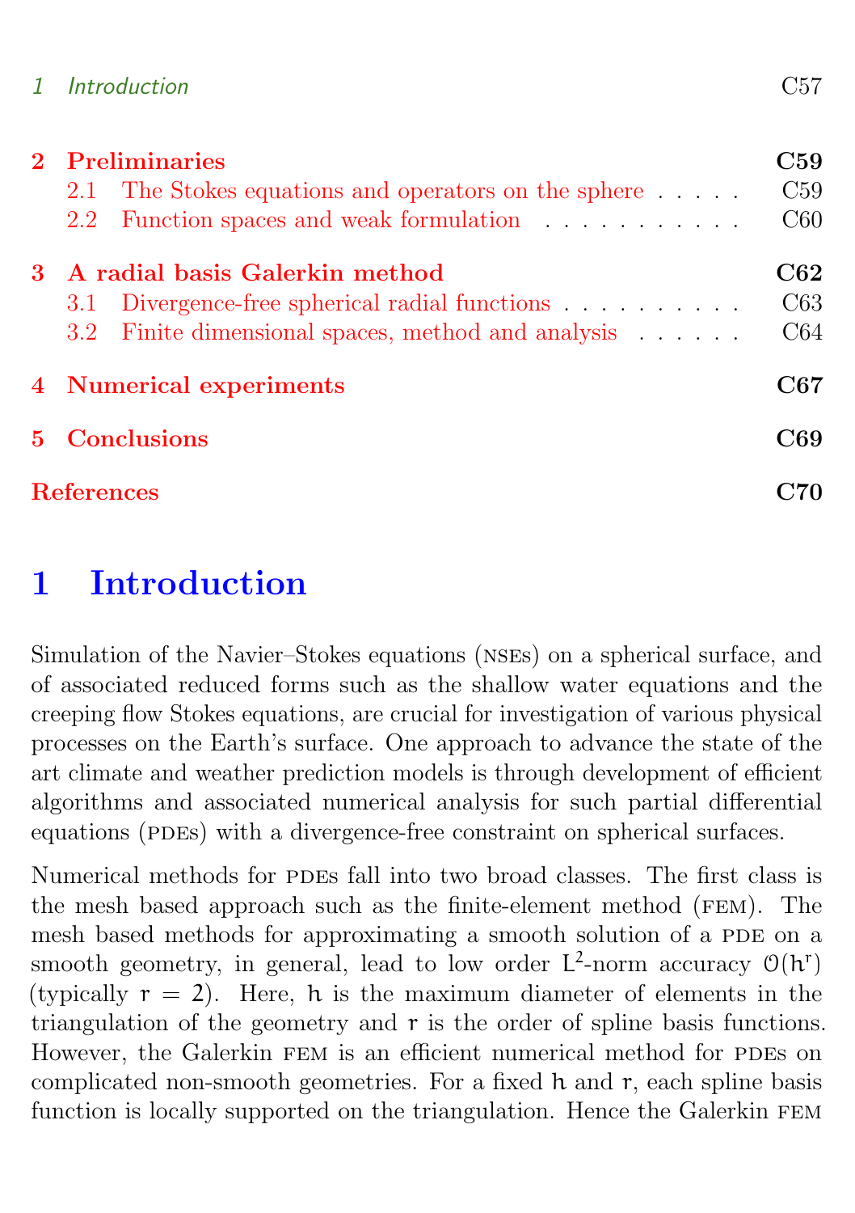| | | |
|---|---|---|
| 1 | Introduction | C57 |
| **2** | **Preliminaries** | **C59** |
| 2.1 | The Stokes equations and operators on the sphere | C59 |
| 2.2 | Function spaces and weak formulation | C60 |
| **3** | **A radial basis Galerkin method** | **C62** |
| 3.1 | Divergence-free spherical radial functions | C63 |
| 3.2 | Finite dimensional spaces, method and analysis | C64 |
| **4** | **Numerical experiments** | **C67** |
| **5** | **Conclusions** | **C69** |
| **References** | | **C70** |

# 1 Introduction

Simulation of the Navier–Stokes equations (NSEs) on a spherical surface, and of associated reduced forms such as the shallow water equations and the creeping flow Stokes equations, are crucial for investigation of various physical processes on the Earth's surface. One approach to advance the state of the art climate and weather prediction models is through development of efficient algorithms and associated numerical analysis for such partial differential equations (PDEs) with a divergence-free constraint on spherical surfaces.

Numerical methods for PDEs fall into two broad classes. The first class is the mesh based approach such as the finite-element method (FEM). The mesh based methods for approximating a smooth solution of a PDE on a smooth geometry, in general, lead to low order $L^2$-norm accuracy $\mathcal{O}(h^r)$ (typically $r = 2$). Here, $h$ is the maximum diameter of elements in the triangulation of the geometry and $r$ is the order of spline basis functions. However, the Galerkin FEM is an efficient numerical method for PDEs on complicated non-smooth geometries. For a fixed $h$ and $r$, each spline basis function is locally supported on the triangulation. Hence the Galerkin FEM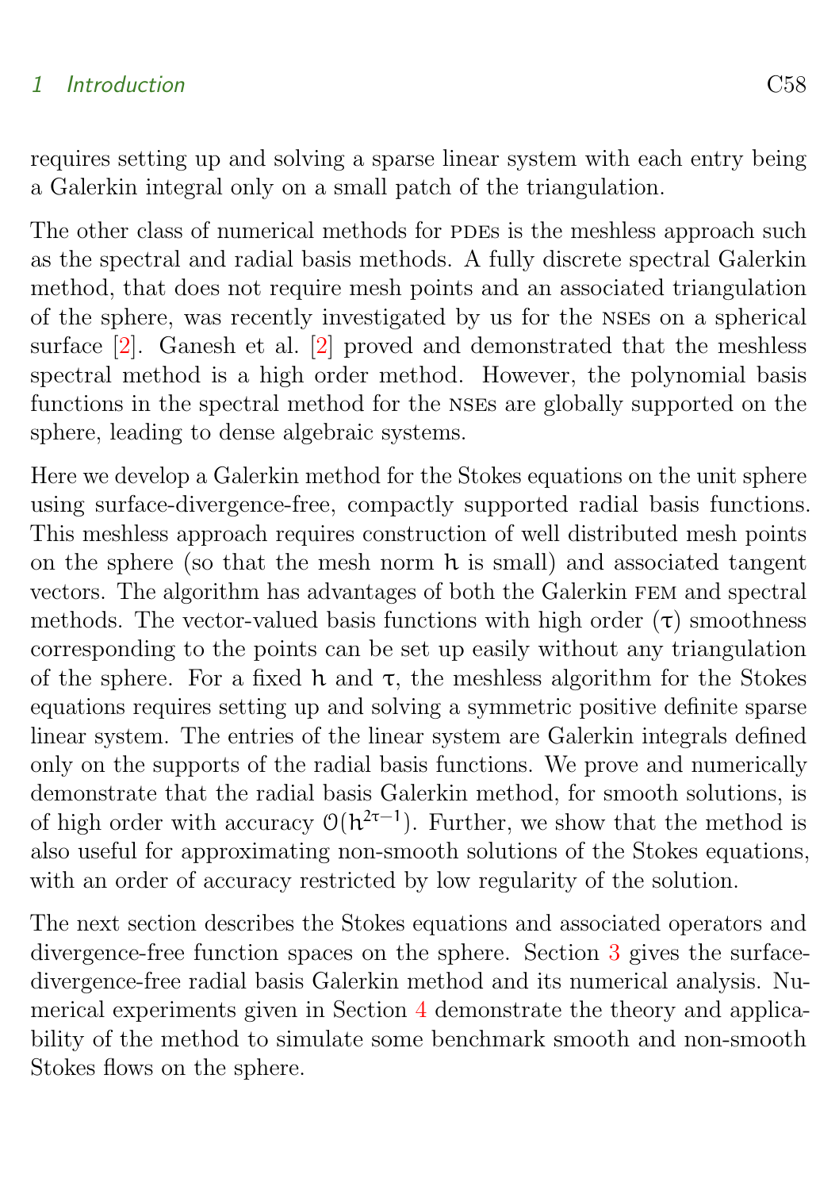requires setting up and solving a sparse linear system with each entry being a Galerkin integral only on a small patch of the triangulation.

The other class of numerical methods for PDEs is the meshless approach such as the spectral and radial basis methods. A fully discrete spectral Galerkin method, that does not require mesh points and an associated triangulation of the sphere, was recently investigated by us for the NSEs on a spherical surface [2]. Ganesh et al. [2] proved and demonstrated that the meshless spectral method is a high order method. However, the polynomial basis functions in the spectral method for the NSEs are globally supported on the sphere, leading to dense algebraic systems.

Here we develop a Galerkin method for the Stokes equations on the unit sphere using surface-divergence-free, compactly supported radial basis functions. This meshless approach requires construction of well distributed mesh points on the sphere (so that the mesh norm $h$ is small) and associated tangent vectors. The algorithm has advantages of both the Galerkin FEM and spectral methods. The vector-valued basis functions with high order ($\tau$) smoothness corresponding to the points can be set up easily without any triangulation of the sphere. For a fixed $h$ and $\tau$, the meshless algorithm for the Stokes equations requires setting up and solving a symmetric positive definite sparse linear system. The entries of the linear system are Galerkin integrals defined only on the supports of the radial basis functions. We prove and numerically demonstrate that the radial basis Galerkin method, for smooth solutions, is of high order with accuracy $\mathcal{O}(h^{2\tau-1})$. Further, we show that the method is also useful for approximating non-smooth solutions of the Stokes equations, with an order of accuracy restricted by low regularity of the solution.

The next section describes the Stokes equations and associated operators and divergence-free function spaces on the sphere. Section 3 gives the surface-divergence-free radial basis Galerkin method and its numerical analysis. Numerical experiments given in Section 4 demonstrate the theory and applicability of the method to simulate some benchmark smooth and non-smooth Stokes flows on the sphere.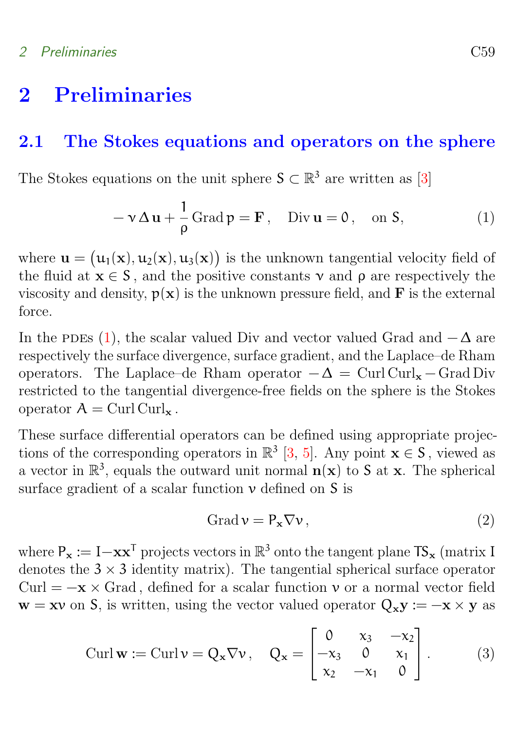# 2 Preliminaries

## 2.1 The Stokes equations and operators on the sphere

The Stokes equations on the unit sphere $S \subset \mathbb{R}^3$ are written as [3]

$$-\nu\,\Delta\,\mathbf{u} + \frac{1}{\rho}\,\mathrm{Grad}\,p = \mathbf{F}\,, \quad \mathrm{Div}\,\mathbf{u} = 0\,, \quad \text{on } S, \tag{1}$$

where $\mathbf{u} = \big(u_1(\mathbf{x}), u_2(\mathbf{x}), u_3(\mathbf{x})\big)$ is the unknown tangential velocity field of the fluid at $\mathbf{x} \in S$, and the positive constants $\nu$ and $\rho$ are respectively the viscosity and density, $p(\mathbf{x})$ is the unknown pressure field, and $\mathbf{F}$ is the external force.

In the PDEs (1), the scalar valued Div and vector valued Grad and $-\Delta$ are respectively the surface divergence, surface gradient, and the Laplace–de Rham operators. The Laplace–de Rham operator $-\Delta = \mathrm{Curl}\,\mathrm{Curl}_{\mathbf{x}} - \mathrm{Grad}\,\mathrm{Div}$ restricted to the tangential divergence-free fields on the sphere is the Stokes operator $A = \mathrm{Curl}\,\mathrm{Curl}_{\mathbf{x}}$.

These surface differential operators can be defined using appropriate projections of the corresponding operators in $\mathbb{R}^3$ [3, 5]. Any point $\mathbf{x} \in S$, viewed as a vector in $\mathbb{R}^3$, equals the outward unit normal $\mathbf{n}(\mathbf{x})$ to $S$ at $\mathbf{x}$. The spherical surface gradient of a scalar function $v$ defined on $S$ is

$$\mathrm{Grad}\,v = P_{\mathbf{x}}\nabla v\,, \tag{2}$$

where $P_{\mathbf{x}} := I - \mathbf{x}\mathbf{x}^T$ projects vectors in $\mathbb{R}^3$ onto the tangent plane $TS_{\mathbf{x}}$ (matrix I denotes the $3 \times 3$ identity matrix). The tangential spherical surface operator $\mathrm{Curl} = -\mathbf{x} \times \mathrm{Grad}$, defined for a scalar function $v$ or a normal vector field $\mathbf{w} = \mathbf{x}v$ on $S$, is written, using the vector valued operator $Q_{\mathbf{x}}\mathbf{y} := -\mathbf{x} \times \mathbf{y}$ as

$$\mathrm{Curl}\,\mathbf{w} := \mathrm{Curl}\,v = Q_{\mathbf{x}}\nabla v\,, \quad Q_{\mathbf{x}} = \begin{bmatrix} 0 & x_3 & -x_2 \\ -x_3 & 0 & x_1 \\ x_2 & -x_1 & 0 \end{bmatrix}. \tag{3}$$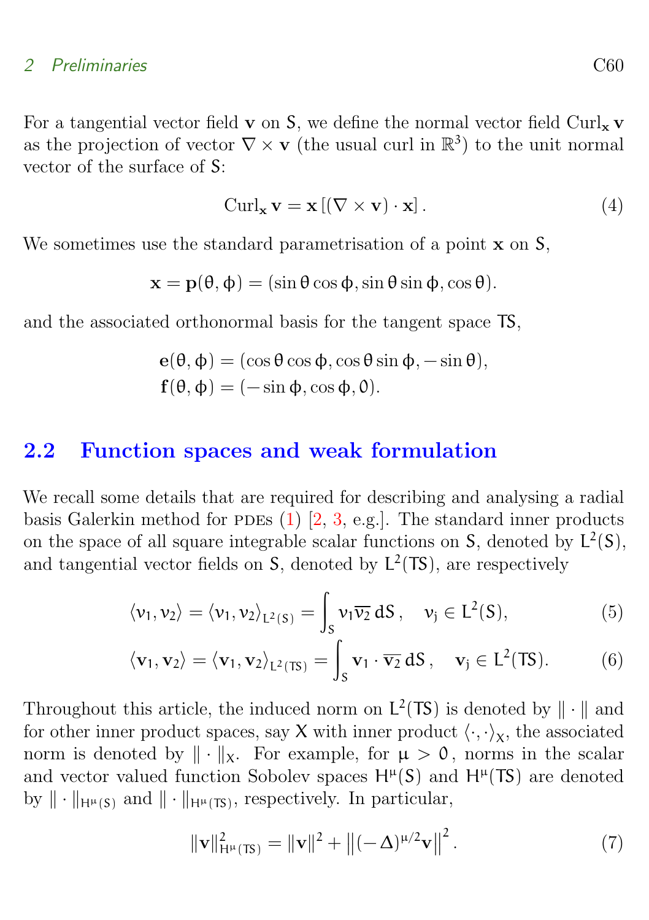For a tangential vector field $\mathbf{v}$ on $S$, we define the normal vector field $\operatorname{Curl}_{\mathbf{x}} \mathbf{v}$ as the projection of vector $\nabla \times \mathbf{v}$ (the usual curl in $\mathbb{R}^3$) to the unit normal vector of the surface of $S$:

$$\operatorname{Curl}_{\mathbf{x}} \mathbf{v} = \mathbf{x}\left[(\nabla \times \mathbf{v}) \cdot \mathbf{x}\right]. \tag{4}$$

We sometimes use the standard parametrisation of a point $\mathbf{x}$ on $S$,

$$\mathbf{x} = \mathbf{p}(\theta, \phi) = (\sin\theta\cos\phi, \sin\theta\sin\phi, \cos\theta).$$

and the associated orthonormal basis for the tangent space $TS$,

$$\begin{aligned}
\mathbf{e}(\theta, \phi) &= (\cos\theta\cos\phi, \cos\theta\sin\phi, -\sin\theta), \\
\mathbf{f}(\theta, \phi) &= (-\sin\phi, \cos\phi, 0).
\end{aligned}$$

## 2.2 Function spaces and weak formulation

We recall some details that are required for describing and analysing a radial basis Galerkin method for PDEs (1) [2, 3, e.g.]. The standard inner products on the space of all square integrable scalar functions on $S$, denoted by $L^2(S)$, and tangential vector fields on $S$, denoted by $L^2(TS)$, are respectively

$$\langle v_1, v_2 \rangle = \langle v_1, v_2 \rangle_{L^2(S)} = \int_S v_1 \overline{v_2}\, dS, \quad v_j \in L^2(S), \tag{5}$$

$$\langle \mathbf{v}_1, \mathbf{v}_2 \rangle = \langle \mathbf{v}_1, \mathbf{v}_2 \rangle_{L^2(TS)} = \int_S \mathbf{v}_1 \cdot \overline{\mathbf{v}_2}\, dS, \quad \mathbf{v}_j \in L^2(TS). \tag{6}$$

Throughout this article, the induced norm on $L^2(TS)$ is denoted by $\|\cdot\|$ and for other inner product spaces, say $X$ with inner product $\langle \cdot, \cdot \rangle_X$, the associated norm is denoted by $\|\cdot\|_X$. For example, for $\mu > 0$, norms in the scalar and vector valued function Sobolev spaces $H^\mu(S)$ and $H^\mu(TS)$ are denoted by $\|\cdot\|_{H^\mu(S)}$ and $\|\cdot\|_{H^\mu(TS)}$, respectively. In particular,

$$\|\mathbf{v}\|^2_{H^\mu(TS)} = \|\mathbf{v}\|^2 + \left\|(-\Delta)^{\mu/2}\mathbf{v}\right\|^2. \tag{7}$$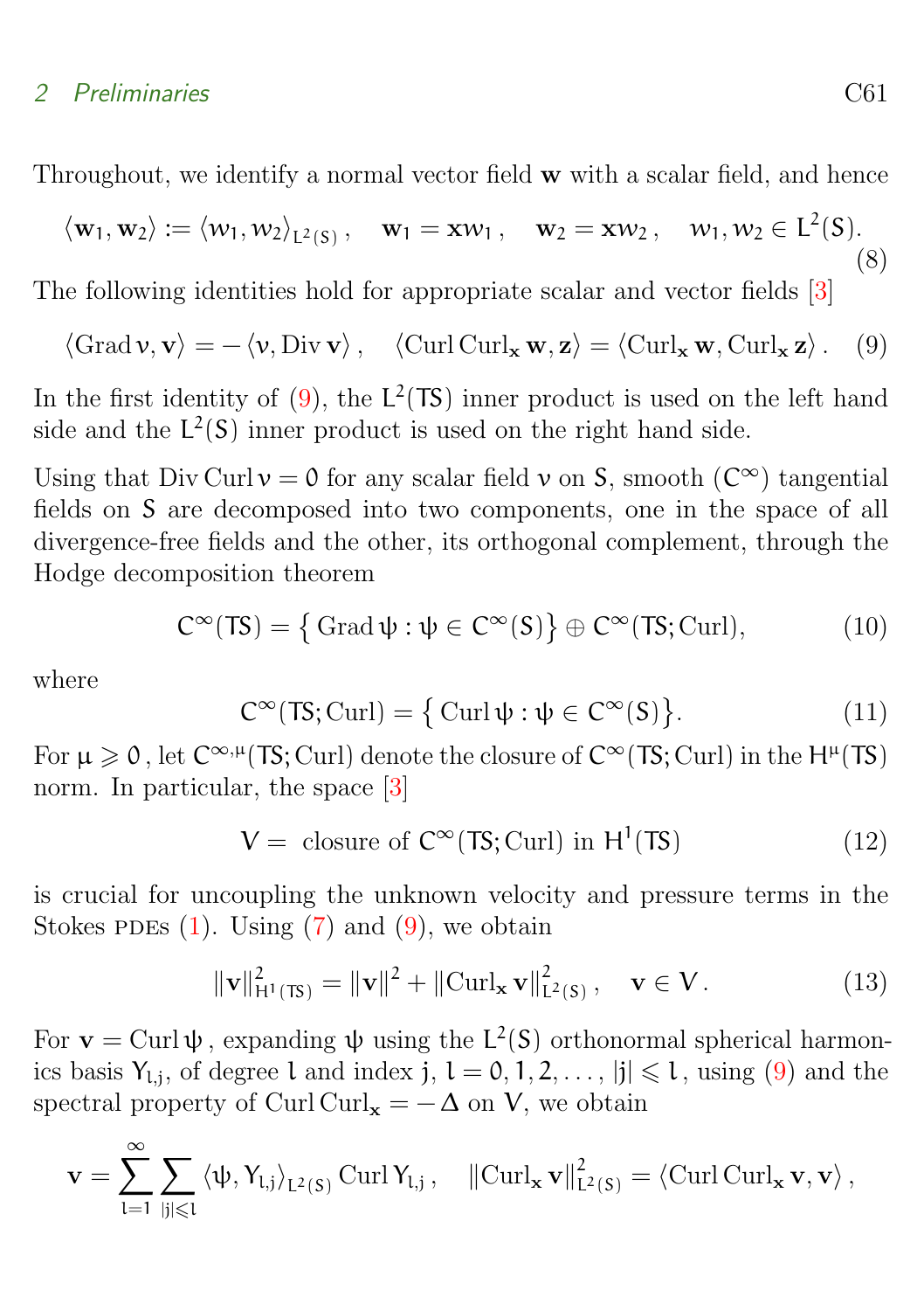Throughout, we identify a normal vector field $\mathbf{w}$ with a scalar field, and hence

$$\langle \mathbf{w}_1, \mathbf{w}_2 \rangle := \langle w_1, w_2 \rangle_{L^2(S)}, \quad \mathbf{w}_1 = \mathbf{x} w_1, \quad \mathbf{w}_2 = \mathbf{x} w_2, \quad w_1, w_2 \in L^2(S). \tag{8}$$

The following identities hold for appropriate scalar and vector fields [3]

$$\langle \operatorname{Grad} v, \mathbf{v} \rangle = -\langle v, \operatorname{Div} \mathbf{v} \rangle, \quad \langle \operatorname{Curl} \operatorname{Curl}_{\mathbf{x}} \mathbf{w}, \mathbf{z} \rangle = \langle \operatorname{Curl}_{\mathbf{x}} \mathbf{w}, \operatorname{Curl}_{\mathbf{x}} \mathbf{z} \rangle. \tag{9}$$

In the first identity of (9), the $L^2(TS)$ inner product is used on the left hand side and the $L^2(S)$ inner product is used on the right hand side.

Using that $\operatorname{Div} \operatorname{Curl} v = 0$ for any scalar field $v$ on $S$, smooth ($C^\infty$) tangential fields on $S$ are decomposed into two components, one in the space of all divergence-free fields and the other, its orthogonal complement, through the Hodge decomposition theorem

$$C^\infty(TS) = \left\{ \operatorname{Grad} \psi : \psi \in C^\infty(S) \right\} \oplus C^\infty(TS; \operatorname{Curl}), \tag{10}$$

where

$$C^\infty(TS; \operatorname{Curl}) = \left\{ \operatorname{Curl} \psi : \psi \in C^\infty(S) \right\}. \tag{11}$$

For $\mu \geqslant 0$, let $C^{\infty,\mu}(TS; \operatorname{Curl})$ denote the closure of $C^\infty(TS; \operatorname{Curl})$ in the $H^\mu(TS)$ norm. In particular, the space [3]

$$V = \text{ closure of } C^\infty(TS; \operatorname{Curl}) \text{ in } H^1(TS) \tag{12}$$

is crucial for uncoupling the unknown velocity and pressure terms in the Stokes PDEs (1). Using (7) and (9), we obtain

$$\|\mathbf{v}\|^2_{H^1(TS)} = \|\mathbf{v}\|^2 + \|\operatorname{Curl}_{\mathbf{x}} \mathbf{v}\|^2_{L^2(S)}, \quad \mathbf{v} \in V. \tag{13}$$

For $\mathbf{v} = \operatorname{Curl} \psi$, expanding $\psi$ using the $L^2(S)$ orthonormal spherical harmonics basis $Y_{l,j}$, of degree $l$ and index $j$, $l = 0, 1, 2, \ldots$, $|j| \leqslant l$, using (9) and the spectral property of $\operatorname{Curl} \operatorname{Curl}_{\mathbf{x}} = -\Delta$ on $V$, we obtain

$$\mathbf{v} = \sum_{l=1}^{\infty} \sum_{|j| \leqslant l} \langle \psi, Y_{l,j} \rangle_{L^2(S)} \operatorname{Curl} Y_{l,j}, \quad \|\operatorname{Curl}_{\mathbf{x}} \mathbf{v}\|^2_{L^2(S)} = \langle \operatorname{Curl} \operatorname{Curl}_{\mathbf{x}} \mathbf{v}, \mathbf{v} \rangle,$$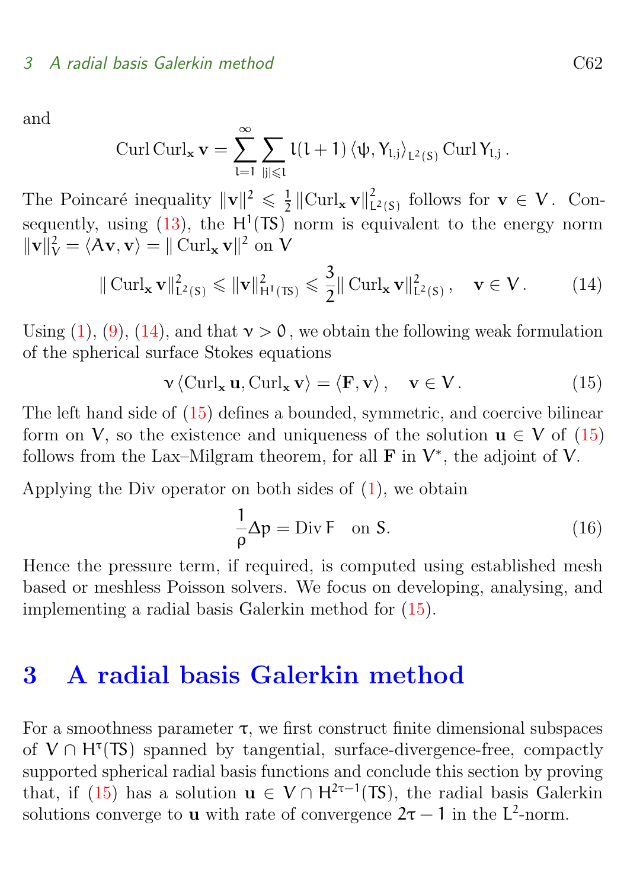and

$$\operatorname{Curl}\operatorname{Curl}_{\mathbf{x}}\mathbf{v} = \sum_{l=1}^{\infty}\sum_{|j|\leqslant l} l(l+1)\left\langle \psi, Y_{l,j}\right\rangle_{L^2(S)} \operatorname{Curl} Y_{l,j}\,.$$

The Poincaré inequality $\|\mathbf{v}\|^2 \leqslant \frac{1}{2}\|\operatorname{Curl}_{\mathbf{x}}\mathbf{v}\|^2_{L^2(S)}$ follows for $\mathbf{v} \in V$. Consequently, using (13), the $H^1(TS)$ norm is equivalent to the energy norm $\|\mathbf{v}\|_V^2 = \langle A\mathbf{v}, \mathbf{v}\rangle = \|\operatorname{Curl}_{\mathbf{x}}\mathbf{v}\|^2$ on $V$

$$\|\operatorname{Curl}_{\mathbf{x}}\mathbf{v}\|^2_{L^2(S)} \leqslant \|\mathbf{v}\|^2_{H^1(TS)} \leqslant \frac{3}{2}\|\operatorname{Curl}_{\mathbf{x}}\mathbf{v}\|^2_{L^2(S)}\,, \quad \mathbf{v} \in V\,. \tag{14}$$

Using (1), (9), (14), and that $\nu > 0$, we obtain the following weak formulation of the spherical surface Stokes equations

$$\nu\left\langle \operatorname{Curl}_{\mathbf{x}}\mathbf{u}, \operatorname{Curl}_{\mathbf{x}}\mathbf{v}\right\rangle = \left\langle \mathbf{F}, \mathbf{v}\right\rangle\,, \quad \mathbf{v} \in V\,. \tag{15}$$

The left hand side of (15) defines a bounded, symmetric, and coercive bilinear form on $V$, so the existence and uniqueness of the solution $\mathbf{u} \in V$ of (15) follows from the Lax–Milgram theorem, for all $\mathbf{F}$ in $V^*$, the adjoint of $V$.

Applying the Div operator on both sides of (1), we obtain

$$\frac{1}{\rho}\Delta p = \operatorname{Div} F \quad \text{on } S. \tag{16}$$

Hence the pressure term, if required, is computed using established mesh based or meshless Poisson solvers. We focus on developing, analysing, and implementing a radial basis Galerkin method for (15).

# 3 A radial basis Galerkin method

For a smoothness parameter $\tau$, we first construct finite dimensional subspaces of $V \cap H^{\tau}(TS)$ spanned by tangential, surface-divergence-free, compactly supported spherical radial basis functions and conclude this section by proving that, if (15) has a solution $\mathbf{u} \in V \cap H^{2\tau-1}(TS)$, the radial basis Galerkin solutions converge to $\mathbf{u}$ with rate of convergence $2\tau - 1$ in the $L^2$-norm.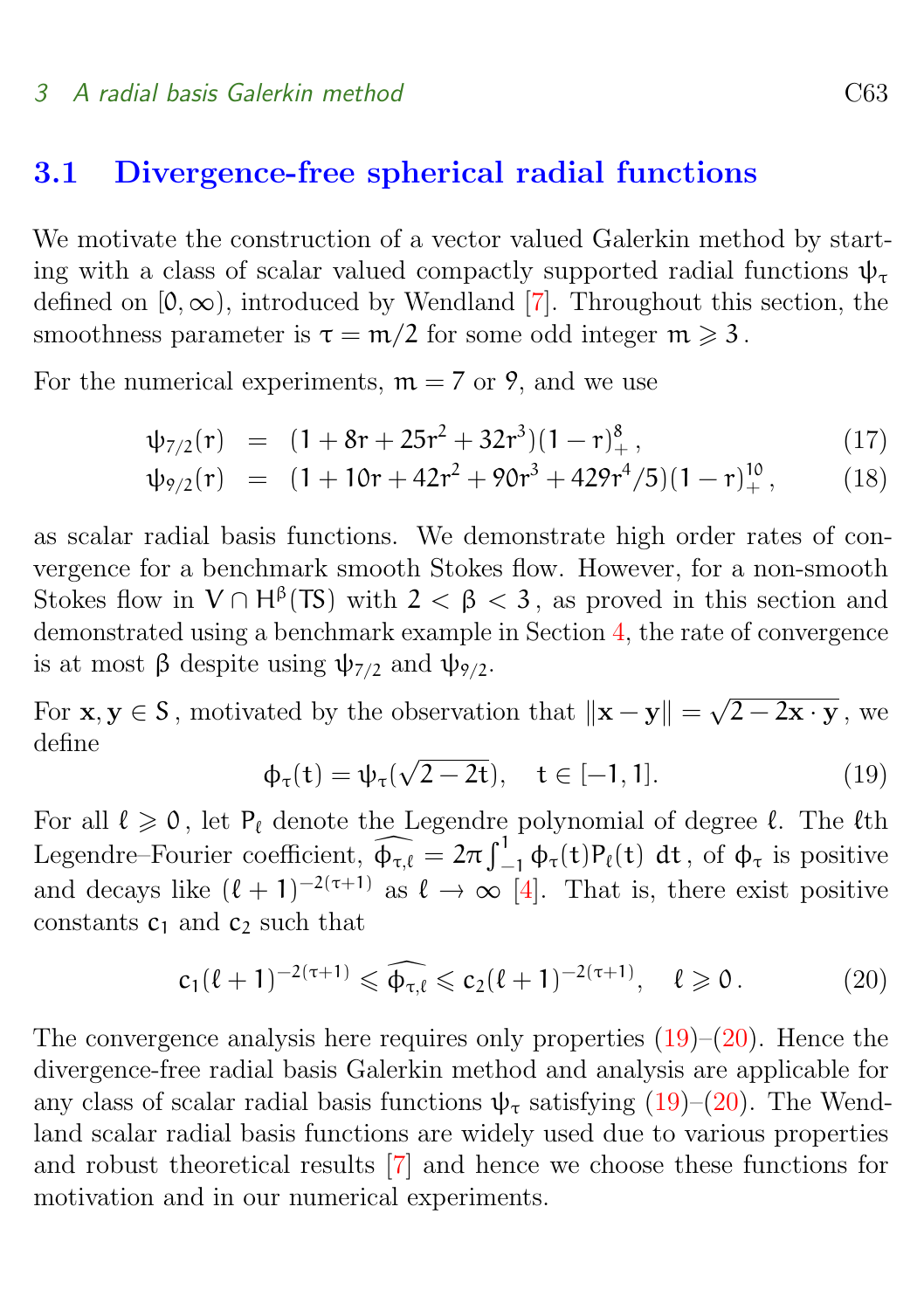## 3.1 Divergence-free spherical radial functions

We motivate the construction of a vector valued Galerkin method by starting with a class of scalar valued compactly supported radial functions $\psi_\tau$ defined on $[0, \infty)$, introduced by Wendland [7]. Throughout this section, the smoothness parameter is $\tau = m/2$ for some odd integer $m \geqslant 3$.

For the numerical experiments, $m = 7$ or $9$, and we use

$$
\begin{aligned}
\psi_{7/2}(r) &= (1 + 8r + 25r^2 + 32r^3)(1 - r)_+^8\,, && (17)\\
\psi_{9/2}(r) &= (1 + 10r + 42r^2 + 90r^3 + 429r^4/5)(1 - r)_+^{10}\,, && (18)
\end{aligned}
$$

as scalar radial basis functions. We demonstrate high order rates of convergence for a benchmark smooth Stokes flow. However, for a non-smooth Stokes flow in $V \cap H^\beta(TS)$ with $2 < \beta < 3$, as proved in this section and demonstrated using a benchmark example in Section 4, the rate of convergence is at most $\beta$ despite using $\psi_{7/2}$ and $\psi_{9/2}$.

For $\mathbf{x}, \mathbf{y} \in S$, motivated by the observation that $\|\mathbf{x} - \mathbf{y}\| = \sqrt{2 - 2\mathbf{x} \cdot \mathbf{y}}$, we define

$$
\phi_\tau(t) = \psi_\tau(\sqrt{2 - 2t}), \quad t \in [-1, 1]. \tag{19}
$$

For all $\ell \geqslant 0$, let $P_\ell$ denote the Legendre polynomial of degree $\ell$. The $\ell$th Legendre–Fourier coefficient, $\widehat{\phi_{\tau,\ell}} = 2\pi \int_{-1}^{1} \phi_\tau(t) P_\ell(t)\, dt$, of $\phi_\tau$ is positive and decays like $(\ell + 1)^{-2(\tau+1)}$ as $\ell \to \infty$ [4]. That is, there exist positive constants $c_1$ and $c_2$ such that

$$
c_1(\ell + 1)^{-2(\tau+1)} \leqslant \widehat{\phi_{\tau,\ell}} \leqslant c_2(\ell + 1)^{-2(\tau+1)}, \quad \ell \geqslant 0. \tag{20}
$$

The convergence analysis here requires only properties (19)–(20). Hence the divergence-free radial basis Galerkin method and analysis are applicable for any class of scalar radial basis functions $\psi_\tau$ satisfying (19)–(20). The Wendland scalar radial basis functions are widely used due to various properties and robust theoretical results [7] and hence we choose these functions for motivation and in our numerical experiments.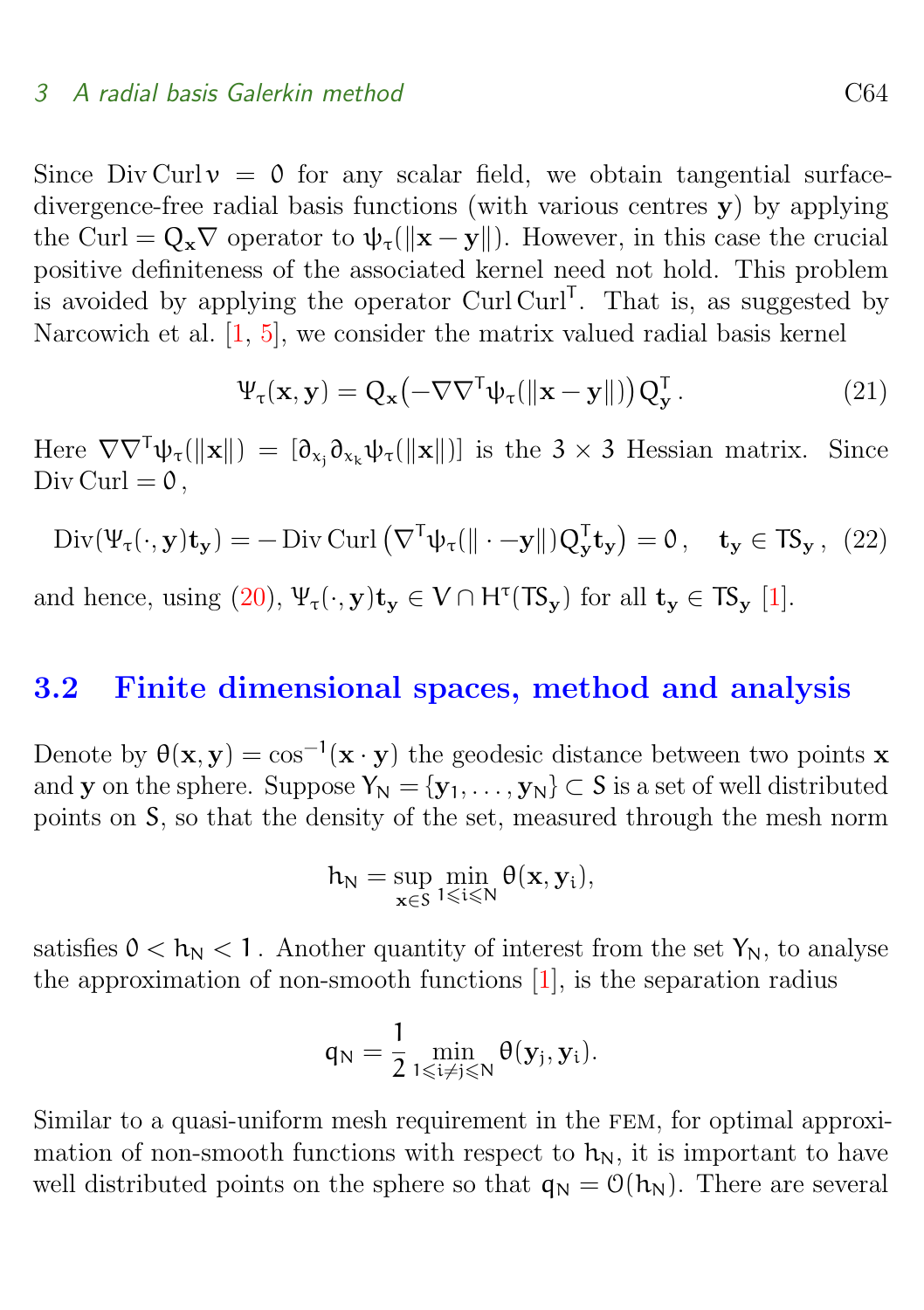Since $\operatorname{Div}\operatorname{Curl} v = 0$ for any scalar field, we obtain tangential surface-divergence-free radial basis functions (with various centres $\mathbf{y}$) by applying the $\operatorname{Curl} = Q_{\mathbf{x}}\nabla$ operator to $\psi_\tau(\|\mathbf{x}-\mathbf{y}\|)$. However, in this case the crucial positive definiteness of the associated kernel need not hold. This problem is avoided by applying the operator $\operatorname{Curl}\operatorname{Curl}^T$. That is, as suggested by Narcowich et al. [1, 5], we consider the matrix valued radial basis kernel

$$\Psi_\tau(\mathbf{x},\mathbf{y}) = Q_{\mathbf{x}}\big(-\nabla\nabla^T\psi_\tau(\|\mathbf{x}-\mathbf{y}\|)\big)Q_{\mathbf{y}}^T. \tag{21}$$

Here $\nabla\nabla^T\psi_\tau(\|\mathbf{x}\|) = [\partial_{x_j}\partial_{x_k}\psi_\tau(\|\mathbf{x}\|)]$ is the $3\times 3$ Hessian matrix. Since $\operatorname{Div}\operatorname{Curl} = 0$,

$$\operatorname{Div}(\Psi_\tau(\cdot,\mathbf{y})\mathbf{t}_{\mathbf{y}}) = -\operatorname{Div}\operatorname{Curl}\big(\nabla^T\psi_\tau(\|\cdot-\mathbf{y}\|)Q_{\mathbf{y}}^T\mathbf{t}_{\mathbf{y}}\big) = 0, \quad \mathbf{t}_{\mathbf{y}} \in TS_{\mathbf{y}}, \tag{22}$$

and hence, using (20), $\Psi_\tau(\cdot,\mathbf{y})\mathbf{t}_{\mathbf{y}} \in V \cap H^\tau(TS_{\mathbf{y}})$ for all $\mathbf{t}_{\mathbf{y}} \in TS_{\mathbf{y}}$ [1].

## 3.2 Finite dimensional spaces, method and analysis

Denote by $\theta(\mathbf{x},\mathbf{y}) = \cos^{-1}(\mathbf{x}\cdot\mathbf{y})$ the geodesic distance between two points $\mathbf{x}$ and $\mathbf{y}$ on the sphere. Suppose $Y_N = \{\mathbf{y}_1,\ldots,\mathbf{y}_N\} \subset S$ is a set of well distributed points on $S$, so that the density of the set, measured through the mesh norm

$$h_N = \sup_{\mathbf{x}\in S}\min_{1\leqslant i\leqslant N}\theta(\mathbf{x},\mathbf{y}_i),$$

satisfies $0 < h_N < 1$. Another quantity of interest from the set $Y_N$, to analyse the approximation of non-smooth functions [1], is the separation radius

$$q_N = \frac{1}{2}\min_{1\leqslant i\neq j\leqslant N}\theta(\mathbf{y}_j,\mathbf{y}_i).$$

Similar to a quasi-uniform mesh requirement in the FEM, for optimal approximation of non-smooth functions with respect to $h_N$, it is important to have well distributed points on the sphere so that $q_N = \mathcal{O}(h_N)$. There are several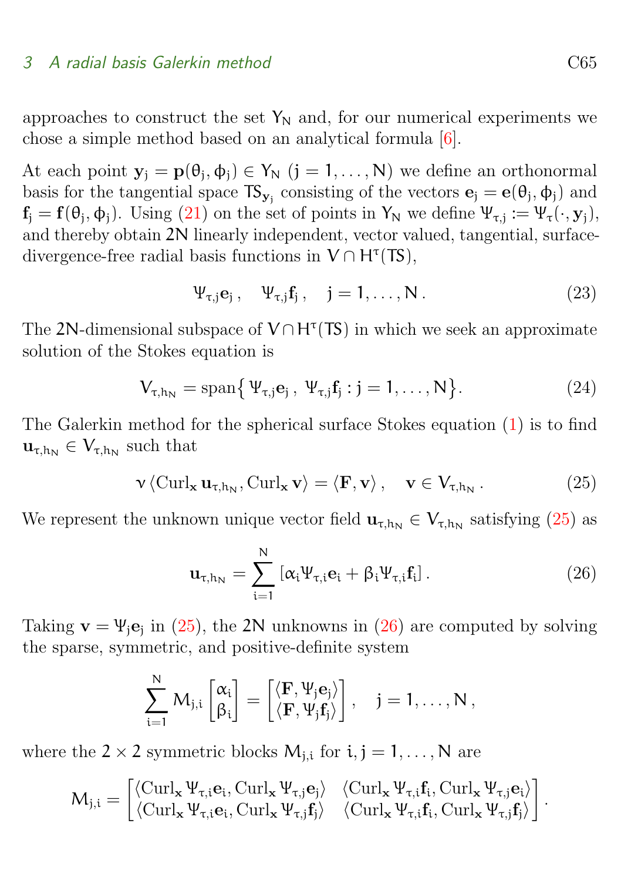approaches to construct the set $Y_N$ and, for our numerical experiments we chose a simple method based on an analytical formula [6].

At each point $\mathbf{y}_j = \mathbf{p}(\theta_j, \phi_j) \in Y_N$ $(j = 1, \dots, N)$ we define an orthonormal basis for the tangential space $TS_{\mathbf{y}_j}$ consisting of the vectors $\mathbf{e}_j = \mathbf{e}(\theta_j, \phi_j)$ and $\mathbf{f}_j = \mathbf{f}(\theta_j, \phi_j)$. Using (21) on the set of points in $Y_N$ we define $\Psi_{\tau,j} := \Psi_\tau(\cdot, \mathbf{y}_j)$, and thereby obtain $2N$ linearly independent, vector valued, tangential, surface-divergence-free radial basis functions in $V \cap H^\tau(TS)$,

$$\Psi_{\tau,j}\mathbf{e}_j\,, \quad \Psi_{\tau,j}\mathbf{f}_j\,, \quad j = 1, \dots, N\,. \tag{23}$$

The $2N$-dimensional subspace of $V \cap H^\tau(TS)$ in which we seek an approximate solution of the Stokes equation is

$$V_{\tau,h_N} = \operatorname{span}\big\{\, \Psi_{\tau,j}\mathbf{e}_j\,,\ \Psi_{\tau,j}\mathbf{f}_j : j = 1, \dots, N \big\}. \tag{24}$$

The Galerkin method for the spherical surface Stokes equation (1) is to find $\mathbf{u}_{\tau,h_N} \in V_{\tau,h_N}$ such that

$$\nu\,\langle \operatorname{Curl}_{\mathbf{x}} \mathbf{u}_{\tau,h_N}, \operatorname{Curl}_{\mathbf{x}} \mathbf{v}\rangle = \langle \mathbf{F}, \mathbf{v}\rangle\,, \quad \mathbf{v} \in V_{\tau,h_N}\,. \tag{25}$$

We represent the unknown unique vector field $\mathbf{u}_{\tau,h_N} \in V_{\tau,h_N}$ satisfying (25) as

$$\mathbf{u}_{\tau,h_N} = \sum_{i=1}^{N} \left[\alpha_i \Psi_{\tau,i}\mathbf{e}_i + \beta_i \Psi_{\tau,i}\mathbf{f}_i\right]. \tag{26}$$

Taking $\mathbf{v} = \Psi_j \mathbf{e}_j$ in (25), the $2N$ unknowns in (26) are computed by solving the sparse, symmetric, and positive-definite system

$$\sum_{i=1}^{N} M_{j,i} \begin{bmatrix} \alpha_i \\ \beta_i \end{bmatrix} = \begin{bmatrix} \langle \mathbf{F}, \Psi_j \mathbf{e}_j\rangle \\ \langle \mathbf{F}, \Psi_j \mathbf{f}_j\rangle \end{bmatrix}, \quad j = 1, \dots, N\,,$$

where the $2 \times 2$ symmetric blocks $M_{j,i}$ for $i, j = 1, \dots, N$ are

$$M_{j,i} = \begin{bmatrix} \langle \operatorname{Curl}_{\mathbf{x}} \Psi_{\tau,i}\mathbf{e}_i, \operatorname{Curl}_{\mathbf{x}} \Psi_{\tau,j}\mathbf{e}_j\rangle & \langle \operatorname{Curl}_{\mathbf{x}} \Psi_{\tau,i}\mathbf{f}_i, \operatorname{Curl}_{\mathbf{x}} \Psi_{\tau,j}\mathbf{e}_i\rangle \\ \langle \operatorname{Curl}_{\mathbf{x}} \Psi_{\tau,i}\mathbf{e}_i, \operatorname{Curl}_{\mathbf{x}} \Psi_{\tau,j}\mathbf{f}_j\rangle & \langle \operatorname{Curl}_{\mathbf{x}} \Psi_{\tau,i}\mathbf{f}_i, \operatorname{Curl}_{\mathbf{x}} \Psi_{\tau,j}\mathbf{f}_j\rangle \end{bmatrix}.$$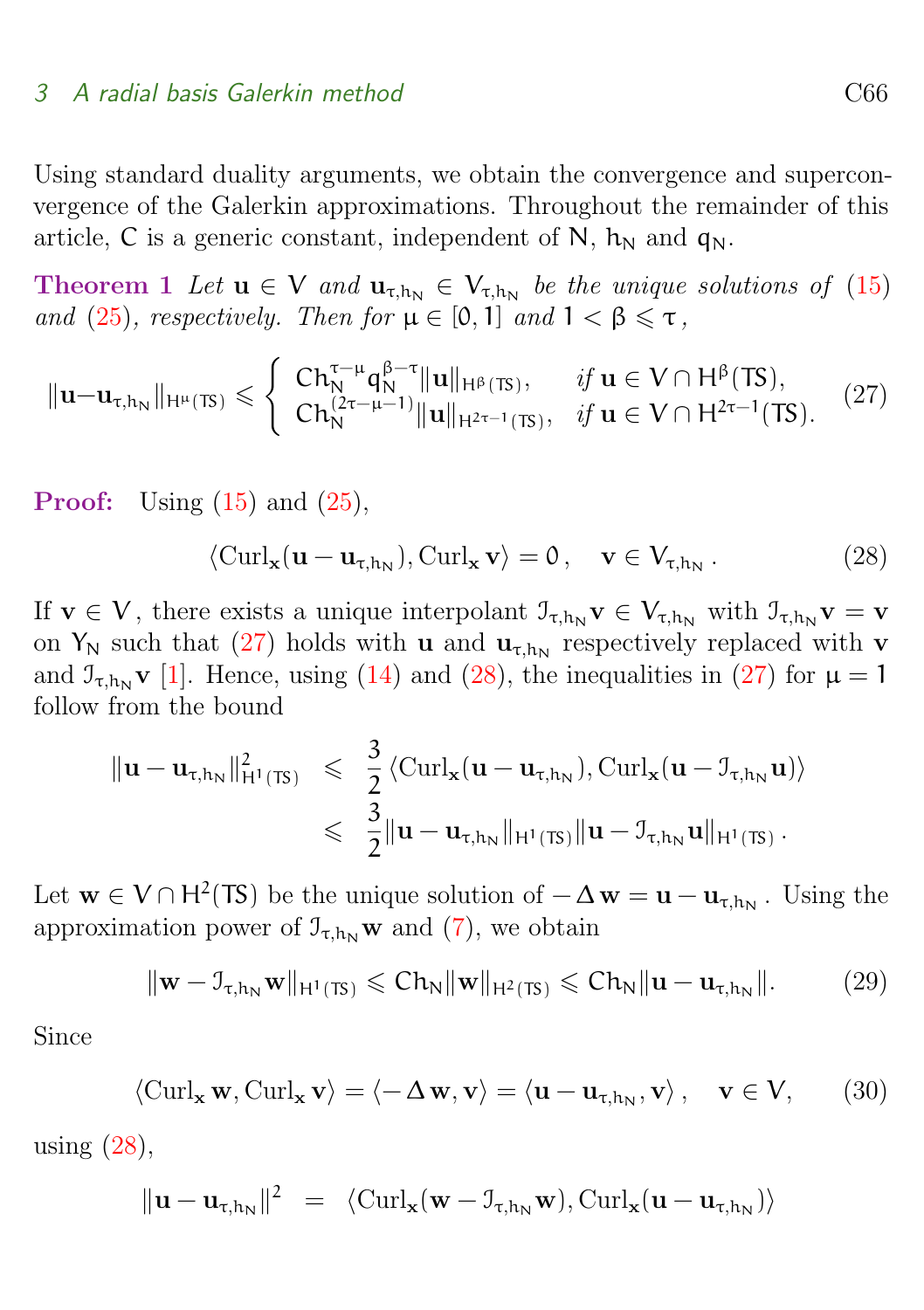Using standard duality arguments, we obtain the convergence and superconvergence of the Galerkin approximations. Throughout the remainder of this article, $C$ is a generic constant, independent of $N$, $h_N$ and $q_N$.

**Theorem 1** *Let $\mathbf{u} \in V$ and $\mathbf{u}_{\tau,h_N} \in V_{\tau,h_N}$ be the unique solutions of (15) and (25), respectively. Then for $\mu \in [0,1]$ and $1 < \beta \leqslant \tau$,*

$$\|\mathbf{u}-\mathbf{u}_{\tau,h_N}\|_{H^\mu(TS)} \leqslant \begin{cases} C h_N^{\tau-\mu} q_N^{\beta-\tau} \|\mathbf{u}\|_{H^\beta(TS)}, & \text{if } \mathbf{u} \in V \cap H^\beta(TS), \\ C h_N^{(2\tau-\mu-1)} \|\mathbf{u}\|_{H^{2\tau-1}(TS)}, & \text{if } \mathbf{u} \in V \cap H^{2\tau-1}(TS). \end{cases} \tag{27}$$

**Proof:** Using (15) and (25),

$$\langle \mathrm{Curl}_{\mathbf{x}}(\mathbf{u}-\mathbf{u}_{\tau,h_N}), \mathrm{Curl}_{\mathbf{x}}\,\mathbf{v}\rangle = 0\,, \quad \mathbf{v} \in V_{\tau,h_N}\,. \tag{28}$$

If $\mathbf{v} \in V$, there exists a unique interpolant $\mathcal{I}_{\tau,h_N}\mathbf{v} \in V_{\tau,h_N}$ with $\mathcal{I}_{\tau,h_N}\mathbf{v} = \mathbf{v}$ on $Y_N$ such that (27) holds with $\mathbf{u}$ and $\mathbf{u}_{\tau,h_N}$ respectively replaced with $\mathbf{v}$ and $\mathcal{I}_{\tau,h_N}\mathbf{v}$ [1]. Hence, using (14) and (28), the inequalities in (27) for $\mu = 1$ follow from the bound

$$\begin{aligned} \|\mathbf{u}-\mathbf{u}_{\tau,h_N}\|^2_{H^1(TS)} &\leqslant \frac{3}{2}\langle \mathrm{Curl}_{\mathbf{x}}(\mathbf{u}-\mathbf{u}_{\tau,h_N}), \mathrm{Curl}_{\mathbf{x}}(\mathbf{u}-\mathcal{I}_{\tau,h_N}\mathbf{u})\rangle \\ &\leqslant \frac{3}{2}\|\mathbf{u}-\mathbf{u}_{\tau,h_N}\|_{H^1(TS)}\|\mathbf{u}-\mathcal{I}_{\tau,h_N}\mathbf{u}\|_{H^1(TS)}\,. \end{aligned}$$

Let $\mathbf{w} \in V \cap H^2(TS)$ be the unique solution of $-\Delta\,\mathbf{w} = \mathbf{u}-\mathbf{u}_{\tau,h_N}$. Using the approximation power of $\mathcal{I}_{\tau,h_N}\mathbf{w}$ and (7), we obtain

$$\|\mathbf{w}-\mathcal{I}_{\tau,h_N}\mathbf{w}\|_{H^1(TS)} \leqslant C h_N \|\mathbf{w}\|_{H^2(TS)} \leqslant C h_N \|\mathbf{u}-\mathbf{u}_{\tau,h_N}\|. \tag{29}$$

Since

$$\langle \mathrm{Curl}_{\mathbf{x}}\,\mathbf{w}, \mathrm{Curl}_{\mathbf{x}}\,\mathbf{v}\rangle = \langle -\Delta\,\mathbf{w}, \mathbf{v}\rangle = \langle \mathbf{u}-\mathbf{u}_{\tau,h_N}, \mathbf{v}\rangle\,, \quad \mathbf{v} \in V, \tag{30}$$

using (28),

$$\|\mathbf{u}-\mathbf{u}_{\tau,h_N}\|^2 = \langle \mathrm{Curl}_{\mathbf{x}}(\mathbf{w}-\mathcal{I}_{\tau,h_N}\mathbf{w}), \mathrm{Curl}_{\mathbf{x}}(\mathbf{u}-\mathbf{u}_{\tau,h_N})\rangle$$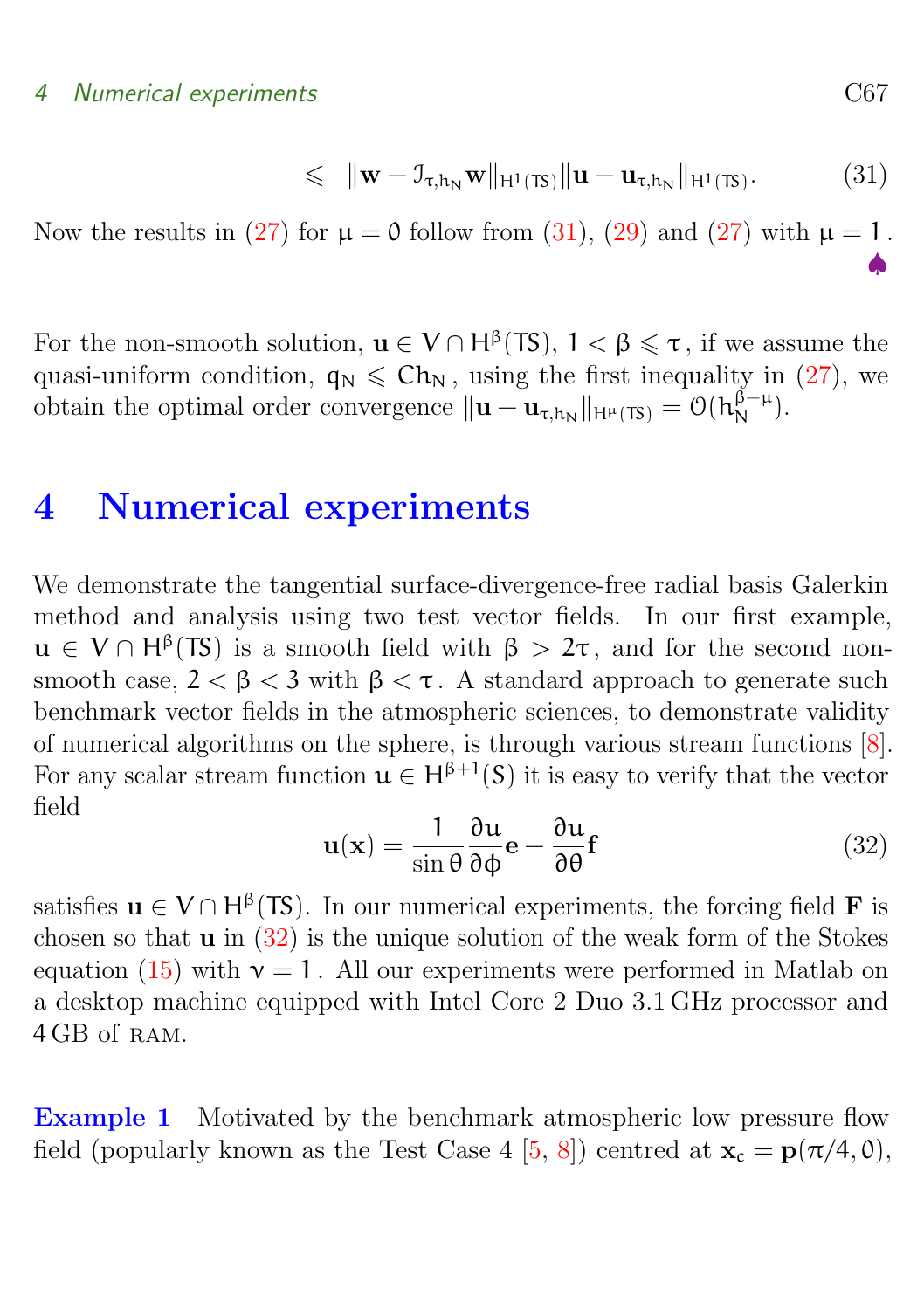$$\leqslant \quad \|\mathbf{w} - \mathcal{I}_{\tau,h_N}\mathbf{w}\|_{H^1(TS)}\|\mathbf{u} - \mathbf{u}_{\tau,h_N}\|_{H^1(TS)}. \tag{31}$$

Now the results in (27) for $\mu = 0$ follow from (31), (29) and (27) with $\mu = 1$. ♠

For the non-smooth solution, $\mathbf{u} \in V \cap H^\beta(TS)$, $1 < \beta \leqslant \tau$, if we assume the quasi-uniform condition, $q_N \leqslant Ch_N$, using the first inequality in (27), we obtain the optimal order convergence $\|\mathbf{u} - \mathbf{u}_{\tau,h_N}\|_{H^\mu(TS)} = \mathcal{O}(h_N^{\beta-\mu})$.

# 4 Numerical experiments

We demonstrate the tangential surface-divergence-free radial basis Galerkin method and analysis using two test vector fields. In our first example, $\mathbf{u} \in V \cap H^\beta(TS)$ is a smooth field with $\beta > 2\tau$, and for the second non-smooth case, $2 < \beta < 3$ with $\beta < \tau$. A standard approach to generate such benchmark vector fields in the atmospheric sciences, to demonstrate validity of numerical algorithms on the sphere, is through various stream functions [8]. For any scalar stream function $u \in H^{\beta+1}(S)$ it is easy to verify that the vector field

$$\mathbf{u}(\mathbf{x}) = \frac{1}{\sin\theta}\frac{\partial u}{\partial \phi}\mathbf{e} - \frac{\partial u}{\partial \theta}\mathbf{f} \tag{32}$$

satisfies $\mathbf{u} \in V \cap H^\beta(TS)$. In our numerical experiments, the forcing field $\mathbf{F}$ is chosen so that $\mathbf{u}$ in (32) is the unique solution of the weak form of the Stokes equation (15) with $\nu = 1$. All our experiments were performed in Matlab on a desktop machine equipped with Intel Core 2 Duo 3.1 GHz processor and 4 GB of RAM.

**Example 1** Motivated by the benchmark atmospheric low pressure flow field (popularly known as the Test Case 4 [5, 8]) centred at $\mathbf{x}_c = \mathbf{p}(\pi/4, 0)$,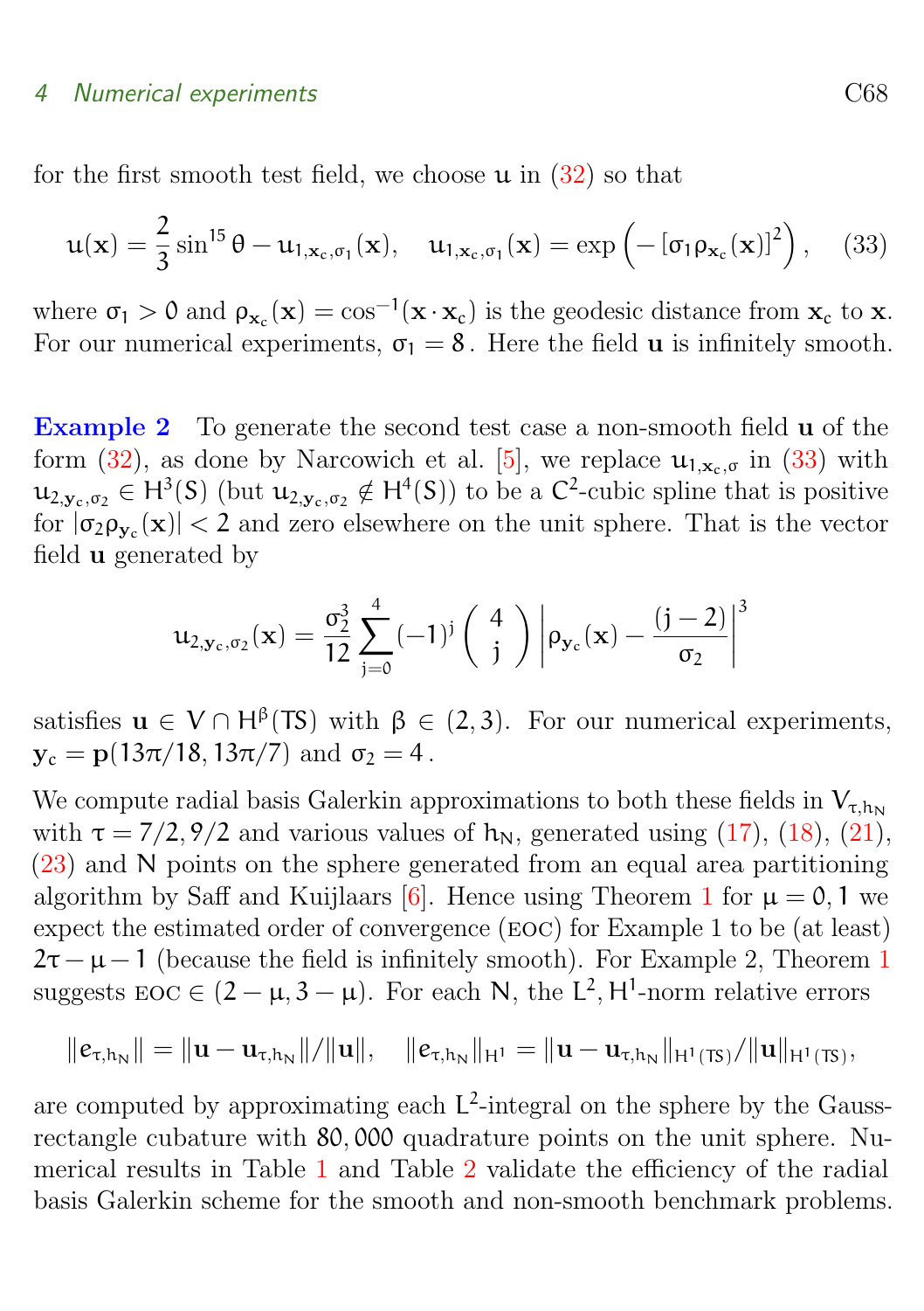for the first smooth test field, we choose $\mathbf{u}$ in (32) so that

$$u(\mathbf{x}) = \frac{2}{3}\sin^{15}\theta - u_{1,\mathbf{x}_c,\sigma_1}(\mathbf{x}), \quad u_{1,\mathbf{x}_c,\sigma_1}(\mathbf{x}) = \exp\left(-[\sigma_1 \rho_{\mathbf{x}_c}(\mathbf{x})]^2\right), \tag{33}$$

where $\sigma_1 > 0$ and $\rho_{\mathbf{x}_c}(\mathbf{x}) = \cos^{-1}(\mathbf{x}\cdot\mathbf{x}_c)$ is the geodesic distance from $\mathbf{x}_c$ to $\mathbf{x}$. For our numerical experiments, $\sigma_1 = 8$. Here the field $\mathbf{u}$ is infinitely smooth.

**Example 2** To generate the second test case a non-smooth field $\mathbf{u}$ of the form (32), as done by Narcowich et al. [5], we replace $u_{1,\mathbf{x}_c,\sigma}$ in (33) with $u_{2,\mathbf{y}_c,\sigma_2} \in H^3(S)$ (but $u_{2,\mathbf{y}_c,\sigma_2} \notin H^4(S)$) to be a $C^2$-cubic spline that is positive for $|\sigma_2 \rho_{\mathbf{y}_c}(\mathbf{x})| < 2$ and zero elsewhere on the unit sphere. That is the vector field $\mathbf{u}$ generated by

$$u_{2,\mathbf{y}_c,\sigma_2}(\mathbf{x}) = \frac{\sigma_2^3}{12}\sum_{j=0}^{4}(-1)^j \binom{4}{j} \left|\rho_{\mathbf{y}_c}(\mathbf{x}) - \frac{(j-2)}{\sigma_2}\right|^3$$

satisfies $\mathbf{u} \in V \cap H^\beta(TS)$ with $\beta \in (2,3)$. For our numerical experiments, $\mathbf{y}_c = \mathbf{p}(13\pi/18, 13\pi/7)$ and $\sigma_2 = 4$.

We compute radial basis Galerkin approximations to both these fields in $V_{\tau,h_N}$ with $\tau = 7/2, 9/2$ and various values of $h_N$, generated using (17), (18), (21), (23) and $N$ points on the sphere generated from an equal area partitioning algorithm by Saff and Kuijlaars [6]. Hence using Theorem 1 for $\mu = 0, 1$ we expect the estimated order of convergence (EOC) for Example 1 to be (at least) $2\tau - \mu - 1$ (because the field is infinitely smooth). For Example 2, Theorem 1 suggests EOC $\in (2-\mu, 3-\mu)$. For each $N$, the $L^2, H^1$-norm relative errors

$$\|e_{\tau,h_N}\| = \|\mathbf{u} - \mathbf{u}_{\tau,h_N}\|/\|\mathbf{u}\|, \quad \|e_{\tau,h_N}\|_{H^1} = \|\mathbf{u} - \mathbf{u}_{\tau,h_N}\|_{H^1(TS)}/\|\mathbf{u}\|_{H^1(TS)},$$

are computed by approximating each $L^2$-integral on the sphere by the Gauss-rectangle cubature with $80,000$ quadrature points on the unit sphere. Numerical results in Table 1 and Table 2 validate the efficiency of the radial basis Galerkin scheme for the smooth and non-smooth benchmark problems.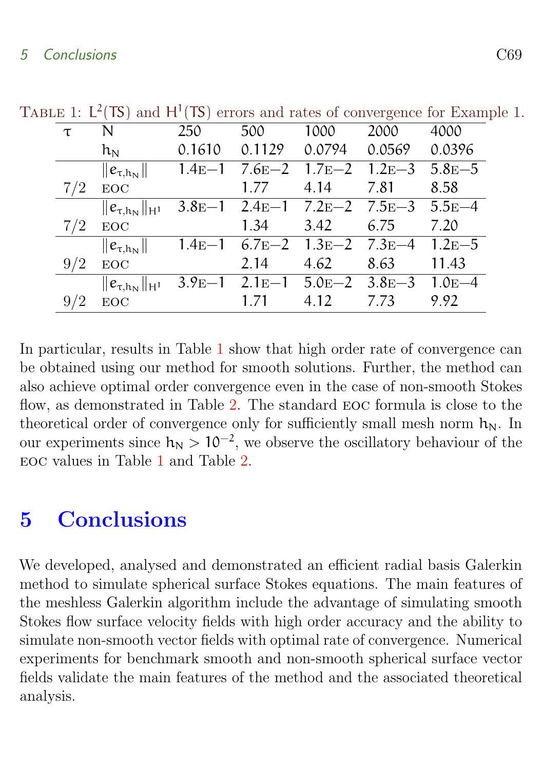Table 1: $L^2(TS)$ and $H^1(TS)$ errors and rates of convergence for Example 1.

| $\tau$ | $N$ | 250 | 500 | 1000 | 2000 | 4000 |
|---|---|---|---|---|---|---|
| | $h_N$ | 0.1610 | 0.1129 | 0.0794 | 0.0569 | 0.0396 |
| | $\|e_{\tau,h_N}\|$ | 1.4E−1 | 7.6E−2 | 1.7E−2 | 1.2E−3 | 5.8E−5 |
| 7/2 | EOC | | 1.77 | 4.14 | 7.81 | 8.58 |
| | $\|e_{\tau,h_N}\|_{H^1}$ | 3.8E−1 | 2.4E−1 | 7.2E−2 | 7.5E−3 | 5.5E−4 |
| 7/2 | EOC | | 1.34 | 3.42 | 6.75 | 7.20 |
| | $\|e_{\tau,h_N}\|$ | 1.4E−1 | 6.7E−2 | 1.3E−2 | 7.3E−4 | 1.2E−5 |
| 9/2 | EOC | | 2.14 | 4.62 | 8.63 | 11.43 |
| | $\|e_{\tau,h_N}\|_{H^1}$ | 3.9E−1 | 2.1E−1 | 5.0E−2 | 3.8E−3 | 1.0E−4 |
| 9/2 | EOC | | 1.71 | 4.12 | 7.73 | 9.92 |

In particular, results in Table 1 show that high order rate of convergence can be obtained using our method for smooth solutions. Further, the method can also achieve optimal order convergence even in the case of non-smooth Stokes flow, as demonstrated in Table 2. The standard EOC formula is close to the theoretical order of convergence only for sufficiently small mesh norm $h_N$. In our experiments since $h_N > 10^{-2}$, we observe the oscillatory behaviour of the EOC values in Table 1 and Table 2.

## 5 Conclusions

We developed, analysed and demonstrated an efficient radial basis Galerkin method to simulate spherical surface Stokes equations. The main features of the meshless Galerkin algorithm include the advantage of simulating smooth Stokes flow surface velocity fields with high order accuracy and the ability to simulate non-smooth vector fields with optimal rate of convergence. Numerical experiments for benchmark smooth and non-smooth spherical surface vector fields validate the main features of the method and the associated theoretical analysis.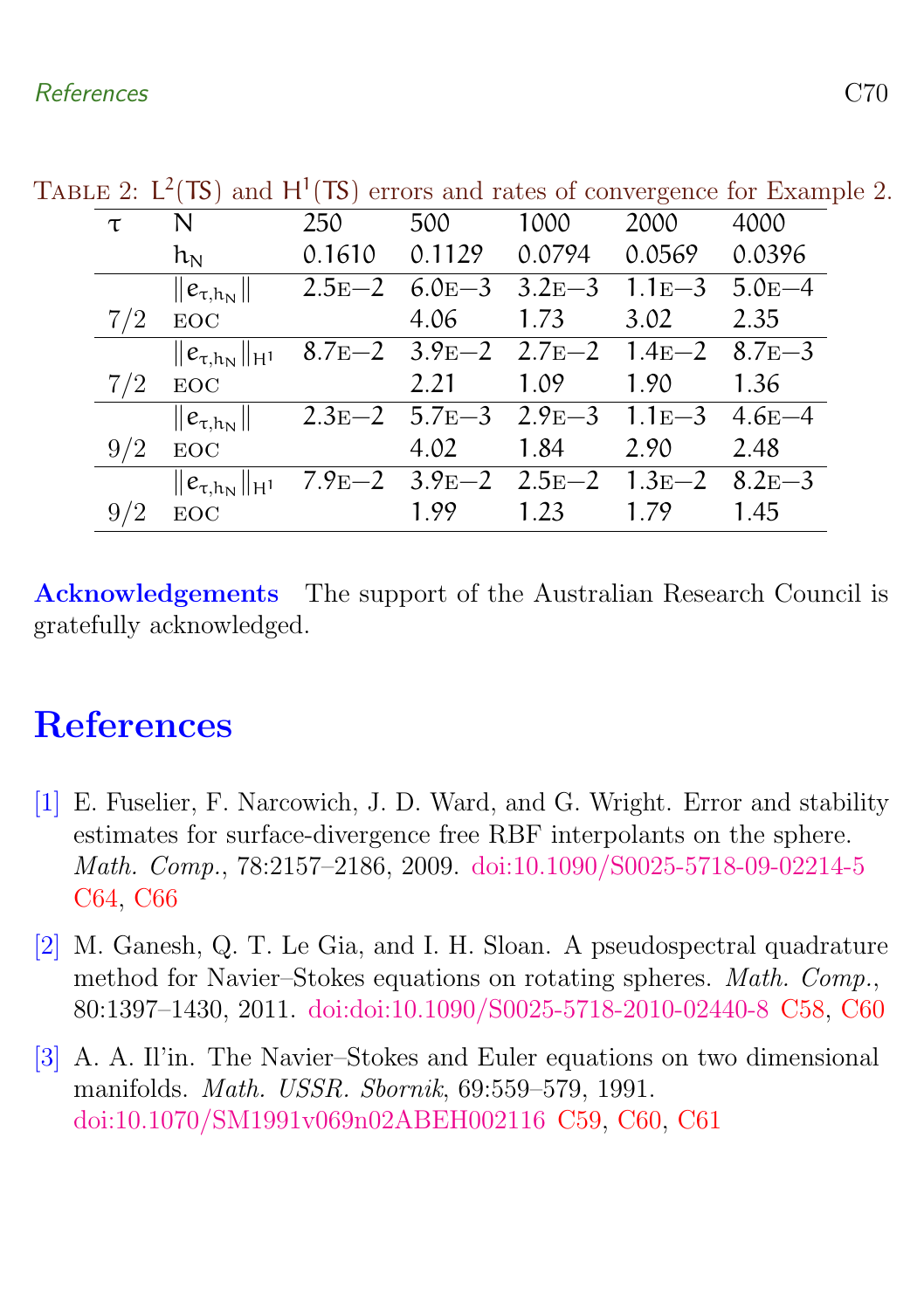Table 2: $L^2(TS)$ and $H^1(TS)$ errors and rates of convergence for Example 2.

| $\tau$ | $N$ | 250 | 500 | 1000 | 2000 | 4000 |
|---|---|---|---|---|---|---|
| | $h_N$ | 0.1610 | 0.1129 | 0.0794 | 0.0569 | 0.0396 |
| | $\|e_{\tau,h_N}\|$ | 2.5E−2 | 6.0E−3 | 3.2E−3 | 1.1E−3 | 5.0E−4 |
| 7/2 | EOC | | 4.06 | 1.73 | 3.02 | 2.35 |
| | $\|e_{\tau,h_N}\|_{H^1}$ | 8.7E−2 | 3.9E−2 | 2.7E−2 | 1.4E−2 | 8.7E−3 |
| 7/2 | EOC | | 2.21 | 1.09 | 1.90 | 1.36 |
| | $\|e_{\tau,h_N}\|$ | 2.3E−2 | 5.7E−3 | 2.9E−3 | 1.1E−3 | 4.6E−4 |
| 9/2 | EOC | | 4.02 | 1.84 | 2.90 | 2.48 |
| | $\|e_{\tau,h_N}\|_{H^1}$ | 7.9E−2 | 3.9E−2 | 2.5E−2 | 1.3E−2 | 8.2E−3 |
| 9/2 | EOC | | 1.99 | 1.23 | 1.79 | 1.45 |

**Acknowledgements** The support of the Australian Research Council is gratefully acknowledged.

# References

[1] E. Fuselier, F. Narcowich, J. D. Ward, and G. Wright. Error and stability estimates for surface-divergence free RBF interpolants on the sphere. *Math. Comp.*, 78:2157–2186, 2009. doi:10.1090/S0025-5718-09-02214-5 C64, C66

[2] M. Ganesh, Q. T. Le Gia, and I. H. Sloan. A pseudospectral quadrature method for Navier–Stokes equations on rotating spheres. *Math. Comp.*, 80:1397–1430, 2011. doi:doi:10.1090/S0025-5718-2010-02440-8 C58, C60

[3] A. A. Il'in. The Navier–Stokes and Euler equations on two dimensional manifolds. *Math. USSR. Sbornik*, 69:559–579, 1991. doi:10.1070/SM1991v069n02ABEH002116 C59, C60, C61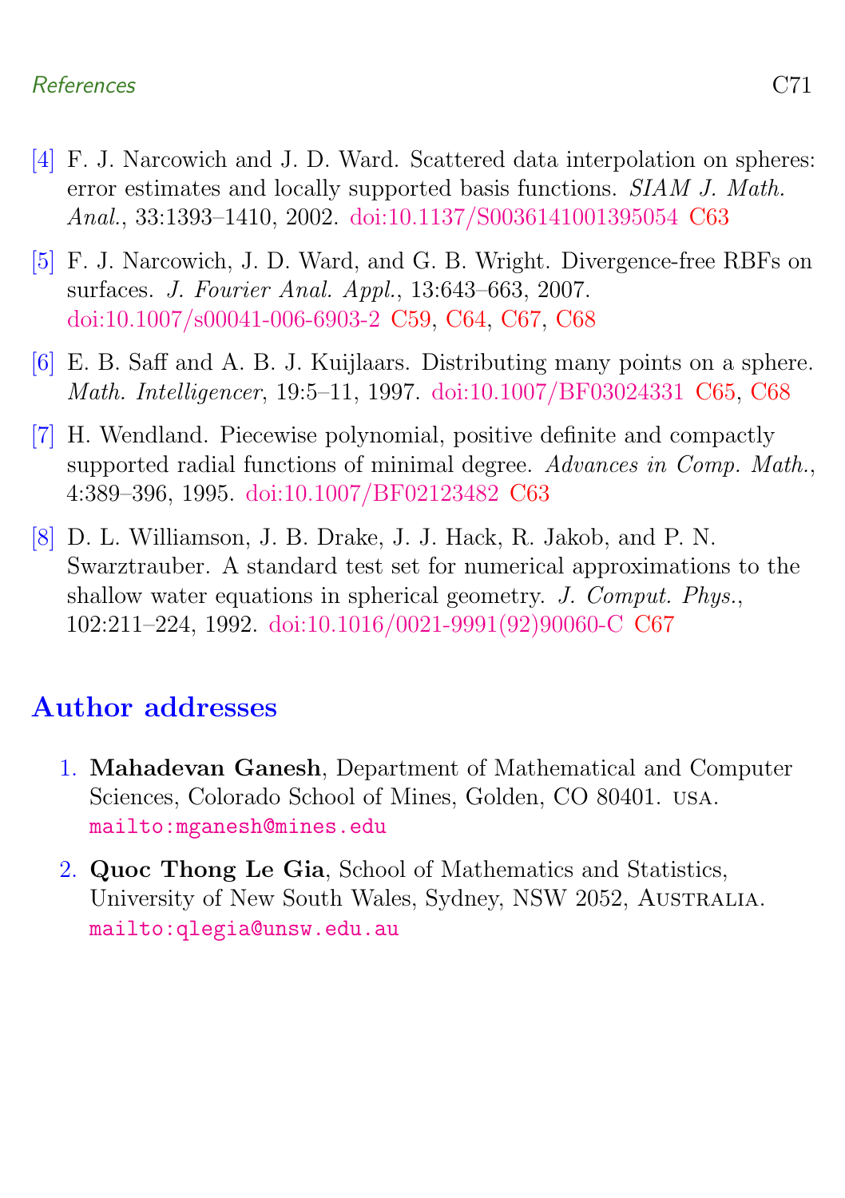[4] F. J. Narcowich and J. D. Ward. Scattered data interpolation on spheres: error estimates and locally supported basis functions. *SIAM J. Math. Anal.*, 33:1393–1410, 2002. doi:10.1137/S0036141001395054 C63

[5] F. J. Narcowich, J. D. Ward, and G. B. Wright. Divergence-free RBFs on surfaces. *J. Fourier Anal. Appl.*, 13:643–663, 2007. doi:10.1007/s00041-006-6903-2 C59, C64, C67, C68

[6] E. B. Saff and A. B. J. Kuijlaars. Distributing many points on a sphere. *Math. Intelligencer*, 19:5–11, 1997. doi:10.1007/BF03024331 C65, C68

[7] H. Wendland. Piecewise polynomial, positive definite and compactly supported radial functions of minimal degree. *Advances in Comp. Math.*, 4:389–396, 1995. doi:10.1007/BF02123482 C63

[8] D. L. Williamson, J. B. Drake, J. J. Hack, R. Jakob, and P. N. Swarztrauber. A standard test set for numerical approximations to the shallow water equations in spherical geometry. *J. Comput. Phys.*, 102:211–224, 1992. doi:10.1016/0021-9991(92)90060-C C67

## Author addresses

1. **Mahadevan Ganesh**, Department of Mathematical and Computer Sciences, Colorado School of Mines, Golden, CO 80401. USA.
   mailto:mganesh@mines.edu

2. **Quoc Thong Le Gia**, School of Mathematics and Statistics, University of New South Wales, Sydney, NSW 2052, Australia.
   mailto:qlegia@unsw.edu.au